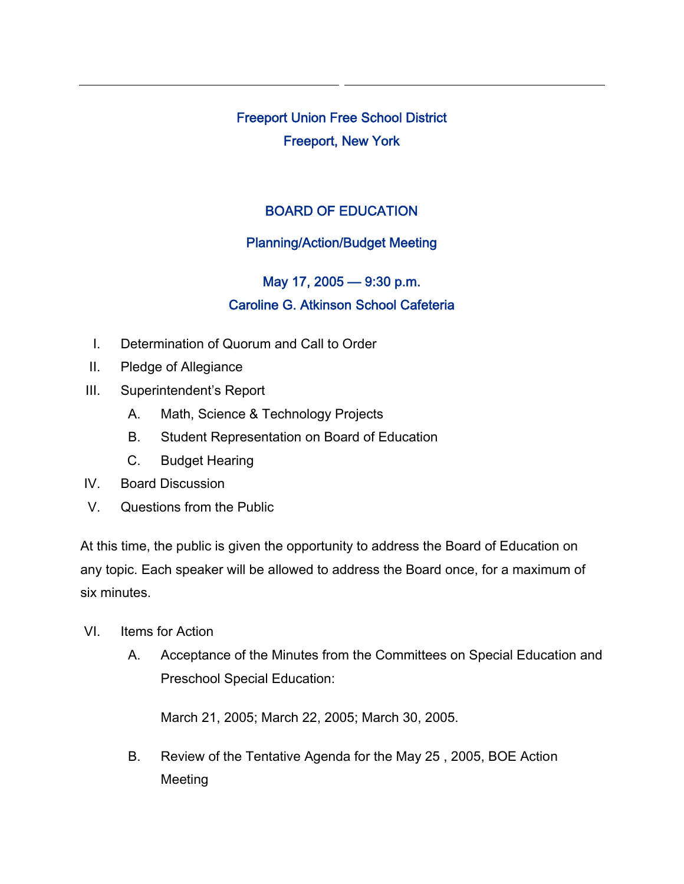# Freeport Union Free School District

## Freeport, New York

## BOARD OF EDUCATION

### Planning/Action/Budget Meeting

**May 17, 2005 — 9:30 p.m.**
**Caroline G. Atkinson School Cafeteria**

I. Determination of Quorum and Call to Order

II. Pledge of Allegiance

III. Superintendent's Report

   A. Math, Science & Technology Projects

   B. Student Representation on Board of Education

   C. Budget Hearing

IV. Board Discussion

V. Questions from the Public

At this time, the public is given the opportunity to address the Board of Education on any topic. Each speaker will be allowed to address the Board once, for a maximum of six minutes.

VI. Items for Action

   A. Acceptance of the Minutes from the Committees on Special Education and Preschool Special Education:

      March 21, 2005; March 22, 2005; March 30, 2005.

   B. Review of the Tentative Agenda for the May 25 , 2005, BOE Action Meeting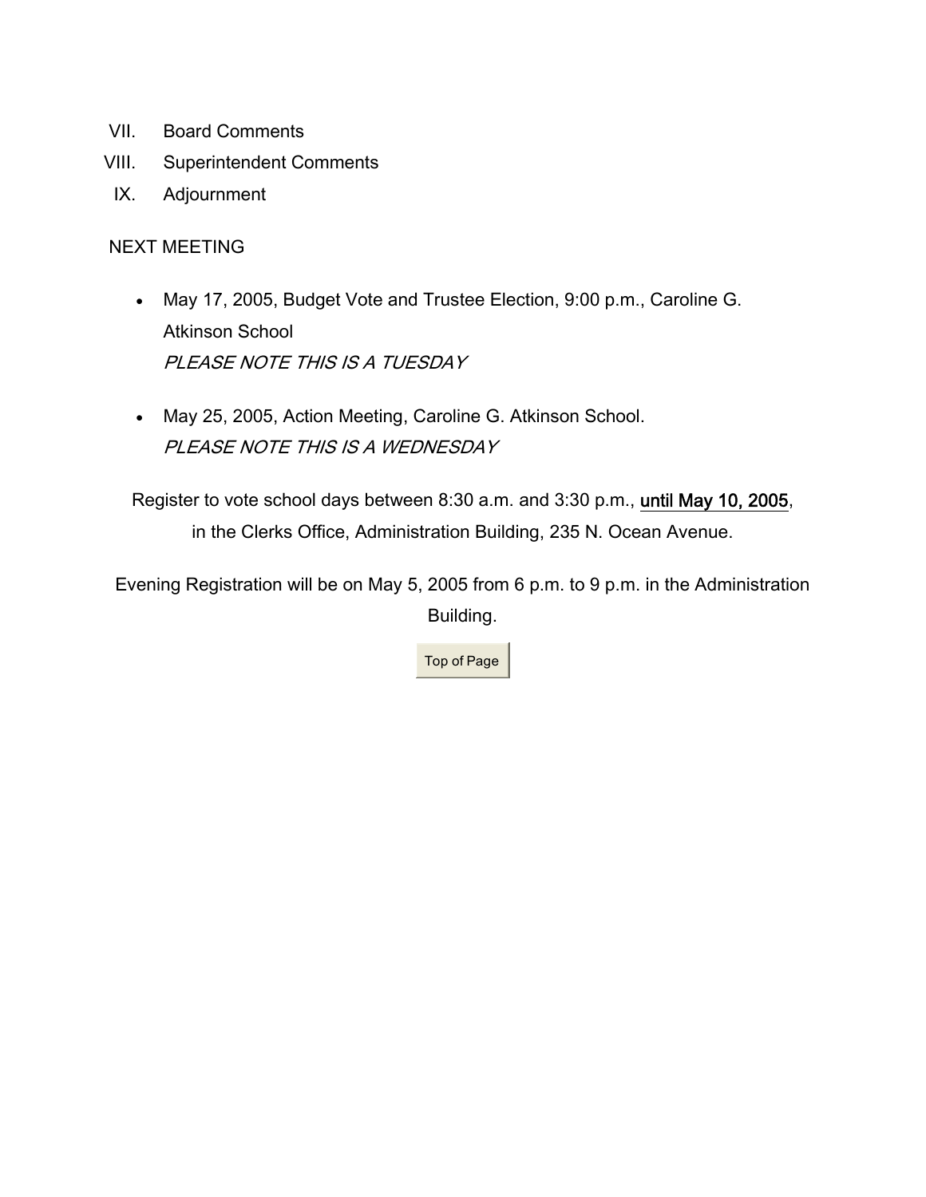VII. Board Comments

VIII. Superintendent Comments

IX. Adjournment

NEXT MEETING

- May 17, 2005, Budget Vote and Trustee Election, 9:00 p.m., Caroline G. Atkinson School
  *PLEASE NOTE THIS IS A TUESDAY*

- May 25, 2005, Action Meeting, Caroline G. Atkinson School.
  *PLEASE NOTE THIS IS A WEDNESDAY*

Register to vote school days between 8:30 a.m. and 3:30 p.m., until May 10, 2005, in the Clerks Office, Administration Building, 235 N. Ocean Avenue.

Evening Registration will be on May 5, 2005 from 6 p.m. to 9 p.m. in the Administration Building.

Top of Page